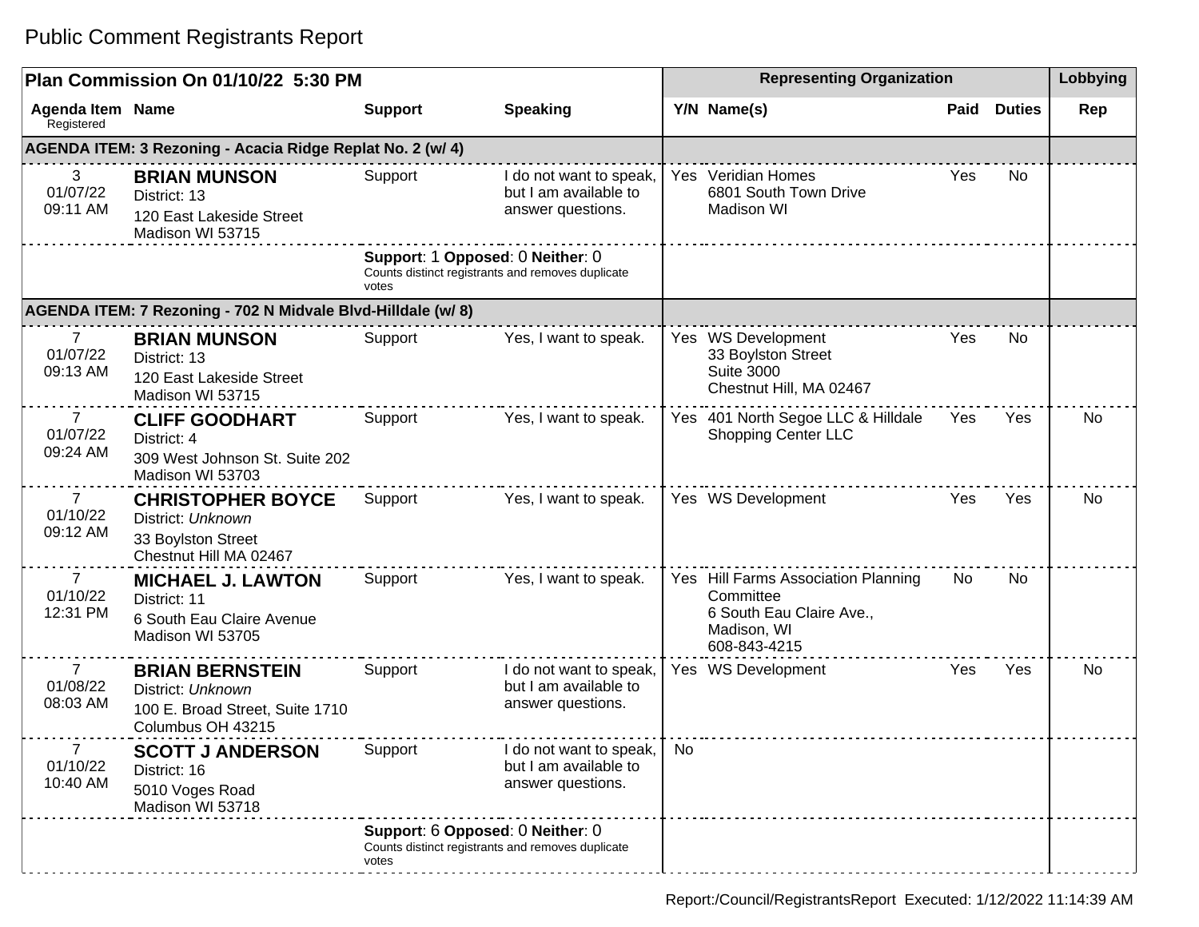# Public Comment Registrants Report

| Plan Commission On 01/10/22 5:30 PM | | | | Representing Organization | | | | Lobbying |
|---|---|---|---|---|---|---|---|---|
| **Agenda Item** Registered | **Name** | **Support** | **Speaking** | **Y/N** | **Name(s)** | **Paid** | **Duties** | **Rep** |
| **AGENDA ITEM: 3 Rezoning - Acacia Ridge Replat No. 2 (w/ 4)** | | | | | | | | |
| 3 01/07/22 09:11 AM | **BRIAN MUNSON** District: 13 120 East Lakeside Street Madison WI 53715 | Support | I do not want to speak, but I am available to answer questions. | Yes | Veridian Homes 6801 South Town Drive Madison WI | Yes | No | |
| | | **Support**: 1 **Opposed**: 0 **Neither**: 0 Counts distinct registrants and removes duplicate votes | | | | | | |
| **AGENDA ITEM: 7 Rezoning - 702 N Midvale Blvd-Hilldale (w/ 8)** | | | | | | | | |
| 7 01/07/22 09:13 AM | **BRIAN MUNSON** District: 13 120 East Lakeside Street Madison WI 53715 | Support | Yes, I want to speak. | Yes | WS Development 33 Boylston Street Suite 3000 Chestnut Hill, MA 02467 | Yes | No | |
| 7 01/07/22 09:24 AM | **CLIFF GOODHART** District: 4 309 West Johnson St. Suite 202 Madison WI 53703 | Support | Yes, I want to speak. | Yes | 401 North Segoe LLC & Hilldale Shopping Center LLC | Yes | Yes | No |
| 7 01/10/22 09:12 AM | **CHRISTOPHER BOYCE** District: *Unknown* 33 Boylston Street Chestnut Hill MA 02467 | Support | Yes, I want to speak. | Yes | WS Development | Yes | Yes | No |
| 7 01/10/22 12:31 PM | **MICHAEL J. LAWTON** District: 11 6 South Eau Claire Avenue Madison WI 53705 | Support | Yes, I want to speak. | Yes | Hill Farms Association Planning Committee 6 South Eau Claire Ave., Madison, WI 608-843-4215 | No | No | |
| 7 01/08/22 08:03 AM | **BRIAN BERNSTEIN** District: *Unknown* 100 E. Broad Street, Suite 1710 Columbus OH 43215 | Support | I do not want to speak, but I am available to answer questions. | Yes | WS Development | Yes | Yes | No |
| 7 01/10/22 10:40 AM | **SCOTT J ANDERSON** District: 16 5010 Voges Road Madison WI 53718 | Support | I do not want to speak, but I am available to answer questions. | No | | | | |
| | | **Support**: 6 **Opposed**: 0 **Neither**: 0 Counts distinct registrants and removes duplicate votes | | | | | | |

Report:/Council/RegistrantsReport Executed: 1/12/2022 11:14:39 AM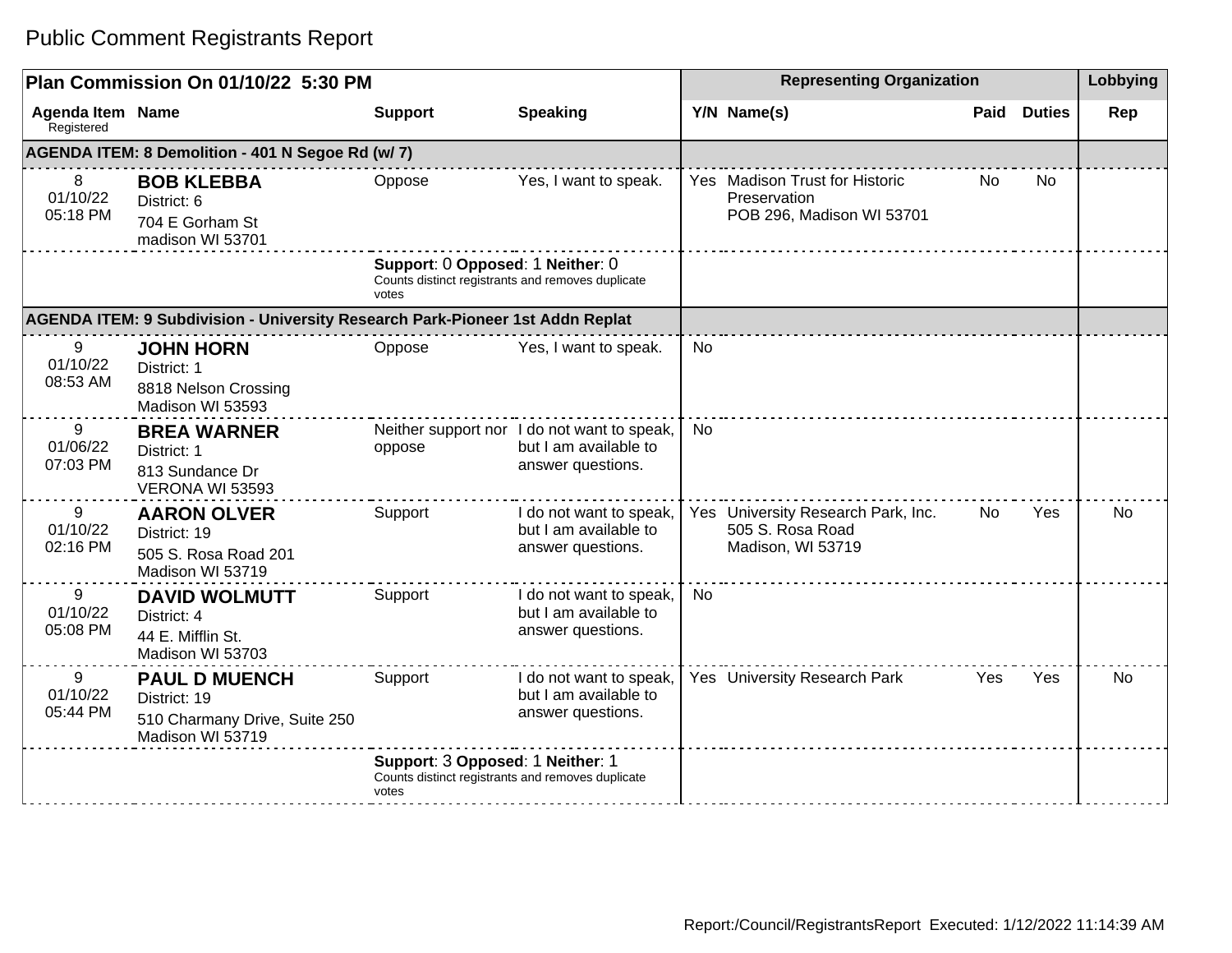# Public Comment Registrants Report

| Plan Commission On 01/10/22 5:30 PM | | | | Representing Organization | | | | Lobbying |
|---|---|---|---|---|---|---|---|---|
| **Agenda Item** Registered | **Name** | **Support** | **Speaking** | **Y/N** | **Name(s)** | **Paid** | **Duties** | **Rep** |
| **AGENDA ITEM: 8 Demolition - 401 N Segoe Rd (w/ 7)** | | | | | | | | |
| 8 01/10/22 05:18 PM | **BOB KLEBBA** District: 6 704 E Gorham St madison WI 53701 | Oppose | Yes, I want to speak. | Yes | Madison Trust for Historic Preservation POB 296, Madison WI 53701 | No | No | |
| | | **Support**: 0 **Opposed**: 1 **Neither**: 0 Counts distinct registrants and removes duplicate votes | | | | | | |
| **AGENDA ITEM: 9 Subdivision - University Research Park-Pioneer 1st Addn Replat** | | | | | | | | |
| 9 01/10/22 08:53 AM | **JOHN HORN** District: 1 8818 Nelson Crossing Madison WI 53593 | Oppose | Yes, I want to speak. | No | | | | |
| 9 01/06/22 07:03 PM | **BREA WARNER** District: 1 813 Sundance Dr VERONA WI 53593 | Neither support nor oppose | I do not want to speak, but I am available to answer questions. | No | | | | |
| 9 01/10/22 02:16 PM | **AARON OLVER** District: 19 505 S. Rosa Road 201 Madison WI 53719 | Support | I do not want to speak, but I am available to answer questions. | Yes | University Research Park, Inc. 505 S. Rosa Road Madison, WI 53719 | No | Yes | No |
| 9 01/10/22 05:08 PM | **DAVID WOLMUTT** District: 4 44 E. Mifflin St. Madison WI 53703 | Support | I do not want to speak, but I am available to answer questions. | No | | | | |
| 9 01/10/22 05:44 PM | **PAUL D MUENCH** District: 19 510 Charmany Drive, Suite 250 Madison WI 53719 | Support | I do not want to speak, but I am available to answer questions. | Yes | University Research Park | Yes | Yes | No |
| | | **Support**: 3 **Opposed**: 1 **Neither**: 1 Counts distinct registrants and removes duplicate votes | | | | | | |

Report:/Council/RegistrantsReport Executed: 1/12/2022 11:14:39 AM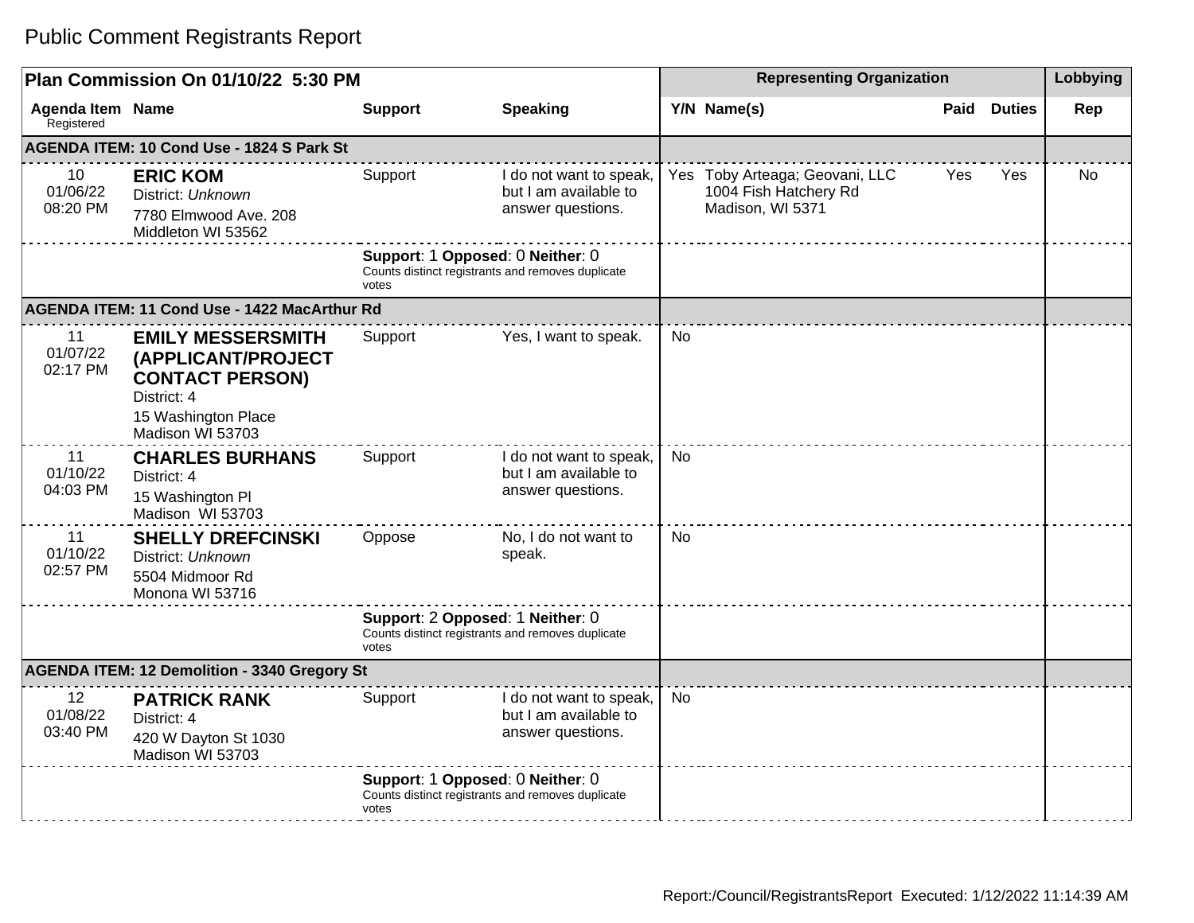# Public Comment Registrants Report

| Plan Commission On 01/10/22 5:30 PM | | | | Representing Organization | | | | Lobbying |
|---|---|---|---|---|---|---|---|---|
| **Agenda Item** Registered | **Name** | **Support** | **Speaking** | **Y/N** | **Name(s)** | **Paid** | **Duties** | **Rep** |
| **AGENDA ITEM: 10 Cond Use - 1824 S Park St** | | | | | | | | |
| 10 01/06/22 08:20 PM | **ERIC KOM** District: *Unknown* 7780 Elmwood Ave. 208 Middleton WI 53562 | Support | I do not want to speak, but I am available to answer questions. | Yes | Toby Arteaga; Geovani, LLC 1004 Fish Hatchery Rd Madison, WI 5371 | Yes | Yes | No |
| | | **Support**: 1 **Opposed**: 0 **Neither**: 0 Counts distinct registrants and removes duplicate votes | | | | | | |
| **AGENDA ITEM: 11 Cond Use - 1422 MacArthur Rd** | | | | | | | | |
| 11 01/07/22 02:17 PM | **EMILY MESSERSMITH (APPLICANT/PROJECT CONTACT PERSON)** District: 4 15 Washington Place Madison WI 53703 | Support | Yes, I want to speak. | No | | | | |
| 11 01/10/22 04:03 PM | **CHARLES BURHANS** District: 4 15 Washington Pl Madison WI 53703 | Support | I do not want to speak, but I am available to answer questions. | No | | | | |
| 11 01/10/22 02:57 PM | **SHELLY DREFCINSKI** District: *Unknown* 5504 Midmoor Rd Monona WI 53716 | Oppose | No, I do not want to speak. | No | | | | |
| | | **Support**: 2 **Opposed**: 1 **Neither**: 0 Counts distinct registrants and removes duplicate votes | | | | | | |
| **AGENDA ITEM: 12 Demolition - 3340 Gregory St** | | | | | | | | |
| 12 01/08/22 03:40 PM | **PATRICK RANK** District: 4 420 W Dayton St 1030 Madison WI 53703 | Support | I do not want to speak, but I am available to answer questions. | No | | | | |
| | | **Support**: 1 **Opposed**: 0 **Neither**: 0 Counts distinct registrants and removes duplicate votes | | | | | | |

Report:/Council/RegistrantsReport Executed: 1/12/2022 11:14:39 AM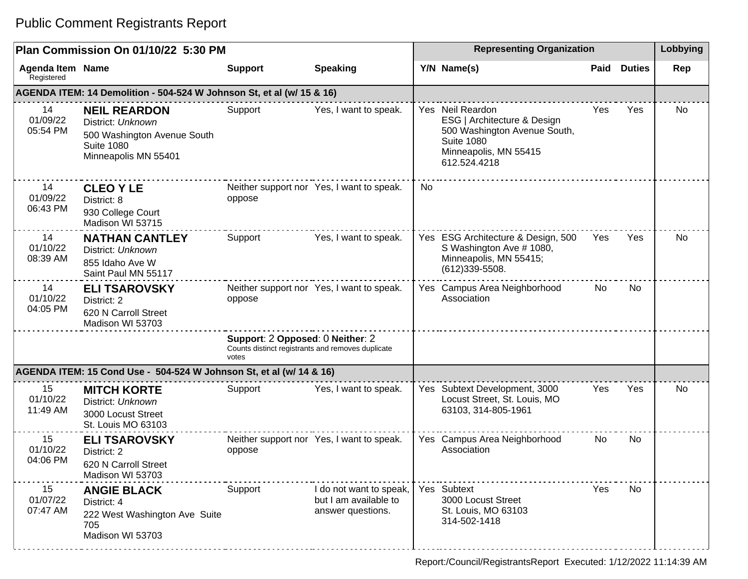# Public Comment Registrants Report

| Plan Commission On 01/10/22 5:30 PM | | | | Representing Organization | | | | Lobbying |
|---|---|---|---|---|---|---|---|---|
| **Agenda Item** Registered | **Name** | **Support** | **Speaking** | **Y/N** | **Name(s)** | **Paid** | **Duties** | **Rep** |
| **AGENDA ITEM: 14 Demolition - 504-524 W Johnson St, et al (w/ 15 & 16)** | | | | | | | | |
| 14 01/09/22 05:54 PM | **NEIL REARDON** District: *Unknown* 500 Washington Avenue South Suite 1080 Minneapolis MN 55401 | Support | Yes, I want to speak. | Yes | Neil Reardon ESG \| Architecture & Design 500 Washington Avenue South, Suite 1080 Minneapolis, MN 55415 612.524.4218 | Yes | Yes | No |
| 14 01/09/22 06:43 PM | **CLEO Y LE** District: 8 930 College Court Madison WI 53715 | Neither support nor oppose | Yes, I want to speak. | No | | | | |
| 14 01/10/22 08:39 AM | **NATHAN CANTLEY** District: *Unknown* 855 Idaho Ave W Saint Paul MN 55117 | Support | Yes, I want to speak. | Yes | ESG Architecture & Design, 500 S Washington Ave # 1080, Minneapolis, MN 55415; (612)339-5508. | Yes | Yes | No |
| 14 01/10/22 04:05 PM | **ELI TSAROVSKY** District: 2 620 N Carroll Street Madison WI 53703 | Neither support nor oppose | Yes, I want to speak. | Yes | Campus Area Neighborhood Association | No | No | |
| | | **Support**: 2 **Opposed**: 0 **Neither**: 2 Counts distinct registrants and removes duplicate votes | | | | | | |
| **AGENDA ITEM: 15 Cond Use - 504-524 W Johnson St, et al (w/ 14 & 16)** | | | | | | | | |
| 15 01/10/22 11:49 AM | **MITCH KORTE** District: *Unknown* 3000 Locust Street St. Louis MO 63103 | Support | Yes, I want to speak. | Yes | Subtext Development, 3000 Locust Street, St. Louis, MO 63103, 314-805-1961 | Yes | Yes | No |
| 15 01/10/22 04:06 PM | **ELI TSAROVSKY** District: 2 620 N Carroll Street Madison WI 53703 | Neither support nor oppose | Yes, I want to speak. | Yes | Campus Area Neighborhood Association | No | No | |
| 15 01/07/22 07:47 AM | **ANGIE BLACK** District: 4 222 West Washington Ave Suite 705 Madison WI 53703 | Support | I do not want to speak, but I am available to answer questions. | Yes | Subtext 3000 Locust Street St. Louis, MO 63103 314-502-1418 | Yes | No | |

Report:/Council/RegistrantsReport Executed: 1/12/2022 11:14:39 AM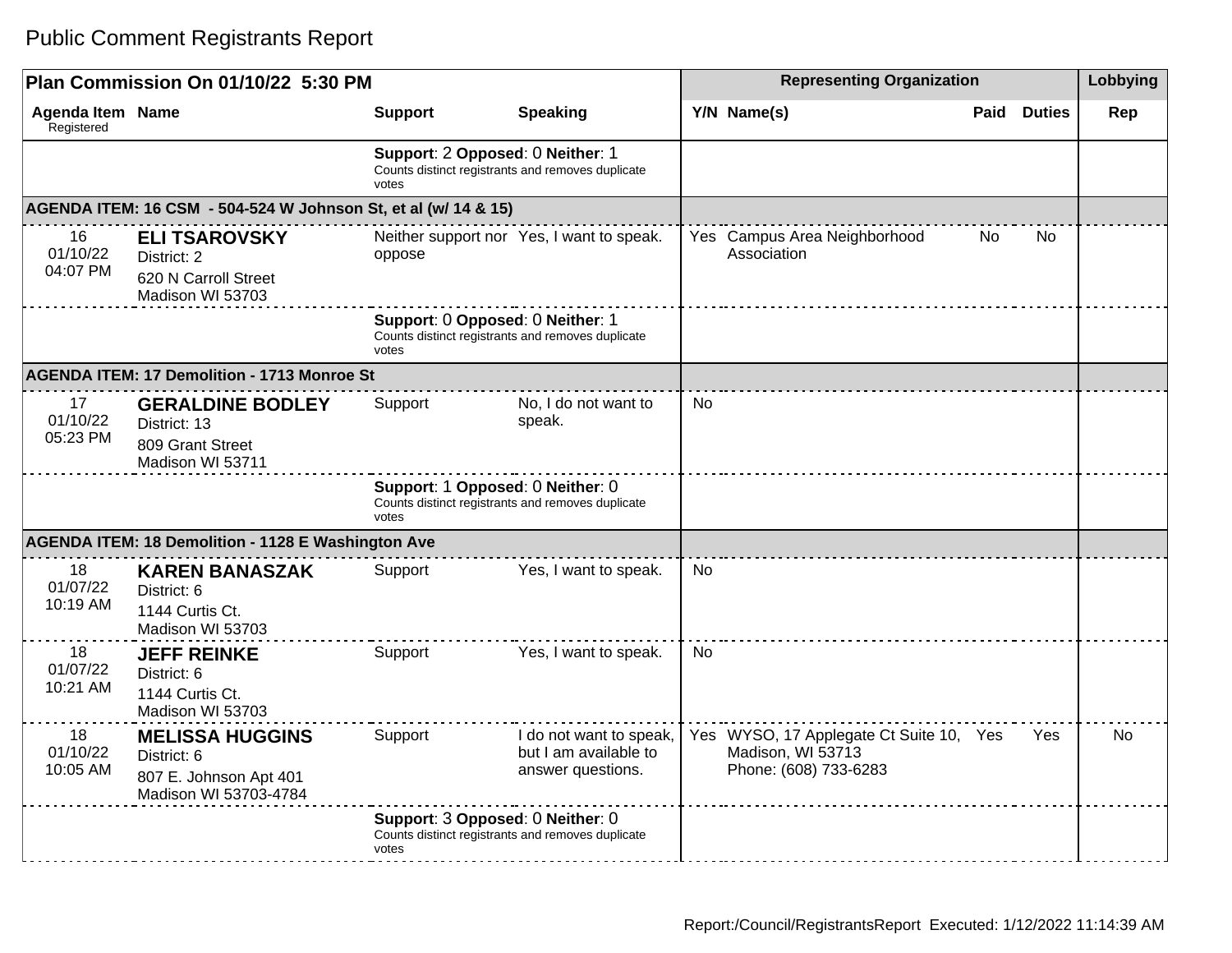# Public Comment Registrants Report

| Plan Commission On 01/10/22 5:30 PM | | | | Representing Organization | | | | Lobbying |
|---|---|---|---|---|---|---|---|---|
| **Agenda Item** Registered | **Name** | **Support** | **Speaking** | **Y/N** | **Name(s)** | **Paid** | **Duties** | **Rep** |
| | | **Support**: 2 **Opposed**: 0 **Neither**: 1 Counts distinct registrants and removes duplicate votes | | | | | | |
| **AGENDA ITEM: 16 CSM - 504-524 W Johnson St, et al (w/ 14 & 15)** | | | | | | | | |
| 16 01/10/22 04:07 PM | **ELI TSAROVSKY** District: 2 620 N Carroll Street Madison WI 53703 | Neither support nor oppose | Yes, I want to speak. | Yes | Campus Area Neighborhood Association | No | No | |
| | | **Support**: 0 **Opposed**: 0 **Neither**: 1 Counts distinct registrants and removes duplicate votes | | | | | | |
| **AGENDA ITEM: 17 Demolition - 1713 Monroe St** | | | | | | | | |
| 17 01/10/22 05:23 PM | **GERALDINE BODLEY** District: 13 809 Grant Street Madison WI 53711 | Support | No, I do not want to speak. | No | | | | |
| | | **Support**: 1 **Opposed**: 0 **Neither**: 0 Counts distinct registrants and removes duplicate votes | | | | | | |
| **AGENDA ITEM: 18 Demolition - 1128 E Washington Ave** | | | | | | | | |
| 18 01/07/22 10:19 AM | **KAREN BANASZAK** District: 6 1144 Curtis Ct. Madison WI 53703 | Support | Yes, I want to speak. | No | | | | |
| 18 01/07/22 10:21 AM | **JEFF REINKE** District: 6 1144 Curtis Ct. Madison WI 53703 | Support | Yes, I want to speak. | No | | | | |
| 18 01/10/22 10:05 AM | **MELISSA HUGGINS** District: 6 807 E. Johnson Apt 401 Madison WI 53703-4784 | Support | I do not want to speak, but I am available to answer questions. | Yes | WYSO, 17 Applegate Ct Suite 10, Madison, WI 53713 Phone: (608) 733-6283 | Yes | Yes | No |
| | | **Support**: 3 **Opposed**: 0 **Neither**: 0 Counts distinct registrants and removes duplicate votes | | | | | | |

Report:/Council/RegistrantsReport Executed: 1/12/2022 11:14:39 AM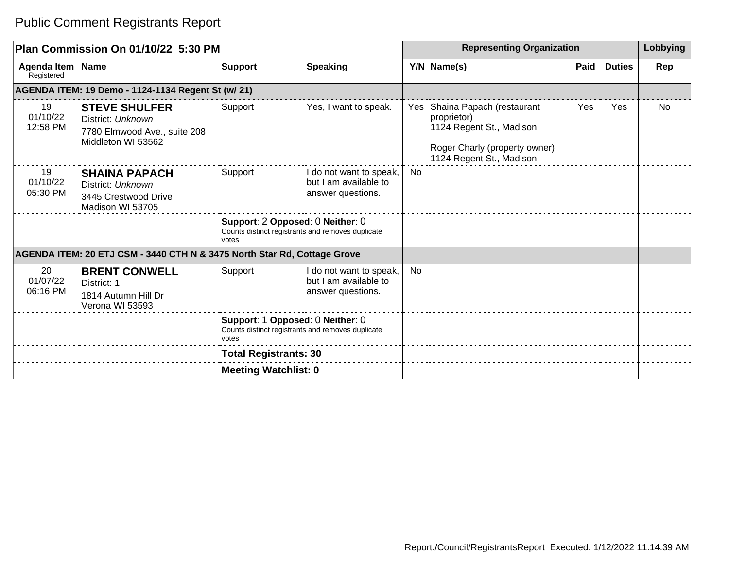# Public Comment Registrants Report

| Plan Commission On 01/10/22 5:30 PM | | | | Representing Organization | | | | Lobbying |
|---|---|---|---|---|---|---|---|---|
| **Agenda Item** Registered | **Name** | **Support** | **Speaking** | **Y/N** | **Name(s)** | **Paid** | **Duties** | **Rep** |
| **AGENDA ITEM: 19 Demo - 1124-1134 Regent St (w/ 21)** | | | | | | | | |
| 19 01/10/22 12:58 PM | **STEVE SHULFER** District: *Unknown* 7780 Elmwood Ave., suite 208 Middleton WI 53562 | Support | Yes, I want to speak. | Yes | Shaina Papach (restaurant proprietor) 1124 Regent St., Madison<br><br>Roger Charly (property owner) 1124 Regent St., Madison | Yes | Yes | No |
| 19 01/10/22 05:30 PM | **SHAINA PAPACH** District: *Unknown* 3445 Crestwood Drive Madison WI 53705 | Support | I do not want to speak, but I am available to answer questions. | No | | | | |
| | | **Support**: 2 **Opposed**: 0 **Neither**: 0 Counts distinct registrants and removes duplicate votes | | | | | | |
| **AGENDA ITEM: 20 ETJ CSM - 3440 CTH N & 3475 North Star Rd, Cottage Grove** | | | | | | | | |
| 20 01/07/22 06:16 PM | **BRENT CONWELL** District: 1 1814 Autumn Hill Dr Verona WI 53593 | Support | I do not want to speak, but I am available to answer questions. | No | | | | |
| | | **Support**: 1 **Opposed**: 0 **Neither**: 0 Counts distinct registrants and removes duplicate votes | | | | | | |
| | | **Total Registrants: 30** | | | | | | |
| | | **Meeting Watchlist: 0** | | | | | | |

Report:/Council/RegistrantsReport Executed: 1/12/2022 11:14:39 AM